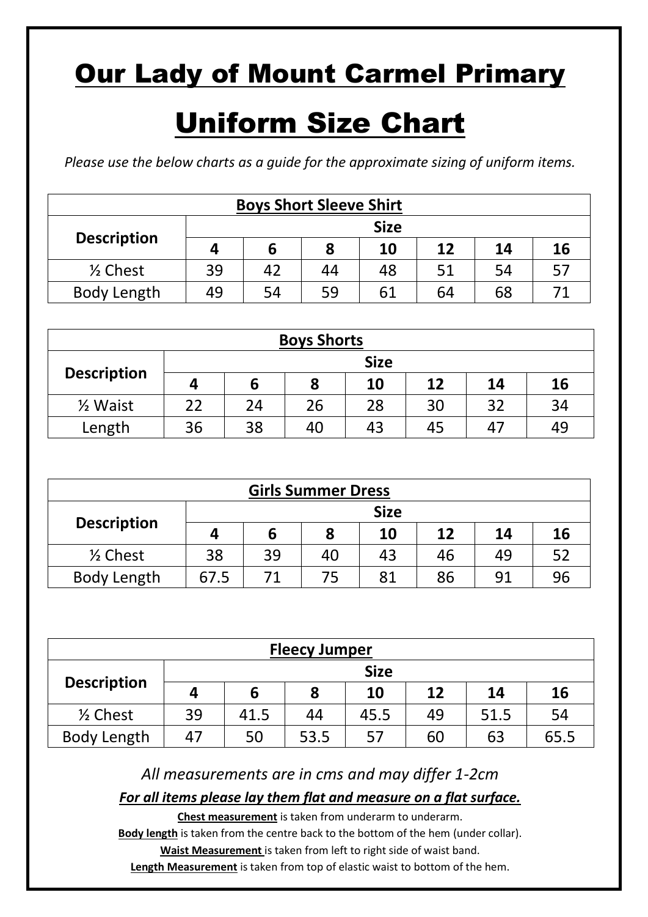# Our Lady of Mount Carmel Primary

# Uniform Size Chart

*Please use the below charts as a guide for the approximate sizing of uniform items.*

| **Boys Short Sleeve Shirt** | | | | | | | |
|---|---|---|---|---|---|---|---|
| **Description** | **Size** | | | | | | |
| | **4** | **6** | **8** | **10** | **12** | **14** | **16** |
| ½ Chest | 39 | 42 | 44 | 48 | 51 | 54 | 57 |
| Body Length | 49 | 54 | 59 | 61 | 64 | 68 | 71 |

| **Boys Shorts** | | | | | | | |
|---|---|---|---|---|---|---|---|
| **Description** | **Size** | | | | | | |
| | **4** | **6** | **8** | **10** | **12** | **14** | **16** |
| ½ Waist | 22 | 24 | 26 | 28 | 30 | 32 | 34 |
| Length | 36 | 38 | 40 | 43 | 45 | 47 | 49 |

| **Girls Summer Dress** | | | | | | | |
|---|---|---|---|---|---|---|---|
| **Description** | **Size** | | | | | | |
| | **4** | **6** | **8** | **10** | **12** | **14** | **16** |
| ½ Chest | 38 | 39 | 40 | 43 | 46 | 49 | 52 |
| Body Length | 67.5 | 71 | 75 | 81 | 86 | 91 | 96 |

| **Fleecy Jumper** | | | | | | | |
|---|---|---|---|---|---|---|---|
| **Description** | **Size** | | | | | | |
| | **4** | **6** | **8** | **10** | **12** | **14** | **16** |
| ½ Chest | 39 | 41.5 | 44 | 45.5 | 49 | 51.5 | 54 |
| Body Length | 47 | 50 | 53.5 | 57 | 60 | 63 | 65.5 |

*All measurements are in cms and may differ 1-2cm*

***For all items please lay them flat and measure on a flat surface.***

**Chest measurement** is taken from underarm to underarm.

**Body length** is taken from the centre back to the bottom of the hem (under collar).

**Waist Measurement** is taken from left to right side of waist band.

**Length Measurement** is taken from top of elastic waist to bottom of the hem.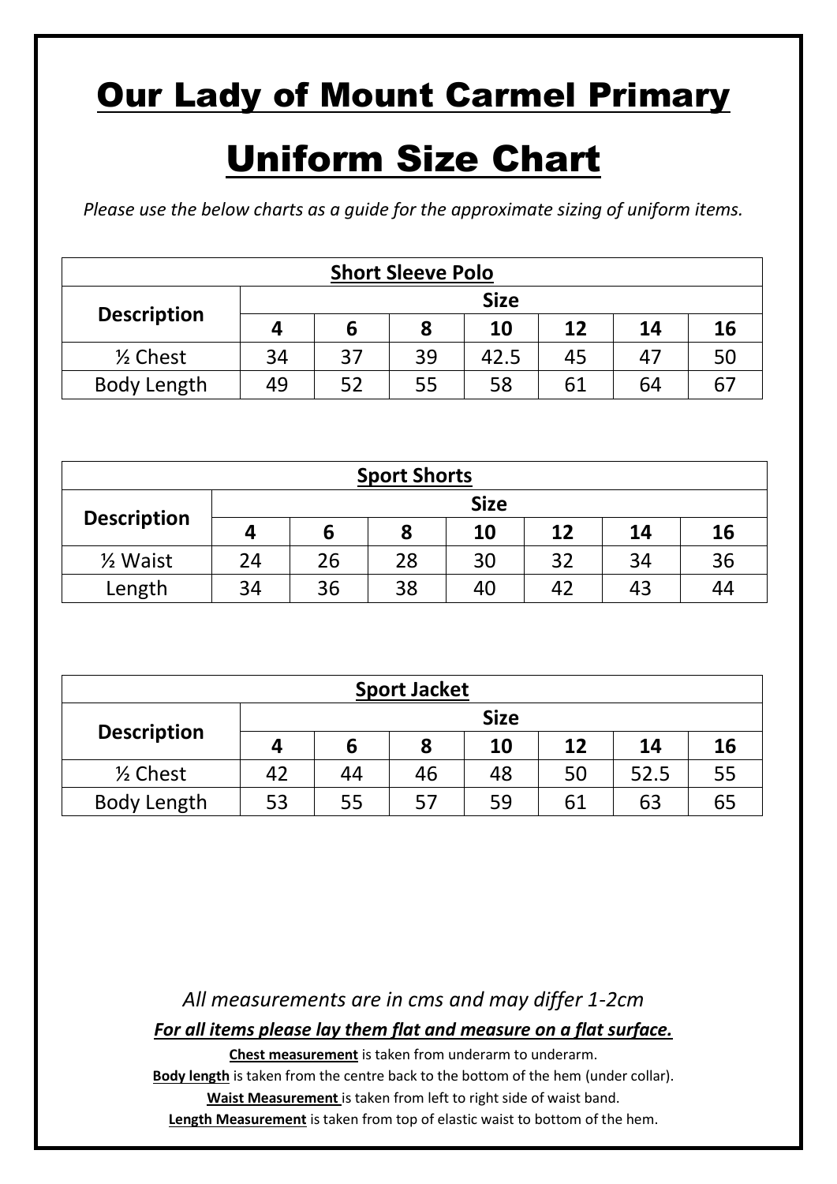# Our Lady of Mount Carmel Primary

# Uniform Size Chart

*Please use the below charts as a guide for the approximate sizing of uniform items.*

| **Short Sleeve Polo** | | | | | | | |
|---|---|---|---|---|---|---|---|
| **Description** | **Size** | | | | | | |
| | **4** | **6** | **8** | **10** | **12** | **14** | **16** |
| ½ Chest | 34 | 37 | 39 | 42.5 | 45 | 47 | 50 |
| Body Length | 49 | 52 | 55 | 58 | 61 | 64 | 67 |

| **Sport Shorts** | | | | | | | |
|---|---|---|---|---|---|---|---|
| **Description** | **Size** | | | | | | |
| | **4** | **6** | **8** | **10** | **12** | **14** | **16** |
| ½ Waist | 24 | 26 | 28 | 30 | 32 | 34 | 36 |
| Length | 34 | 36 | 38 | 40 | 42 | 43 | 44 |

| **Sport Jacket** | | | | | | | |
|---|---|---|---|---|---|---|---|
| **Description** | **Size** | | | | | | |
| | **4** | **6** | **8** | **10** | **12** | **14** | **16** |
| ½ Chest | 42 | 44 | 46 | 48 | 50 | 52.5 | 55 |
| Body Length | 53 | 55 | 57 | 59 | 61 | 63 | 65 |

*All measurements are in cms and may differ 1-2cm*

***For all items please lay them flat and measure on a flat surface.***

**Chest measurement** is taken from underarm to underarm.

**Body length** is taken from the centre back to the bottom of the hem (under collar).

**Waist Measurement** is taken from left to right side of waist band.

**Length Measurement** is taken from top of elastic waist to bottom of the hem.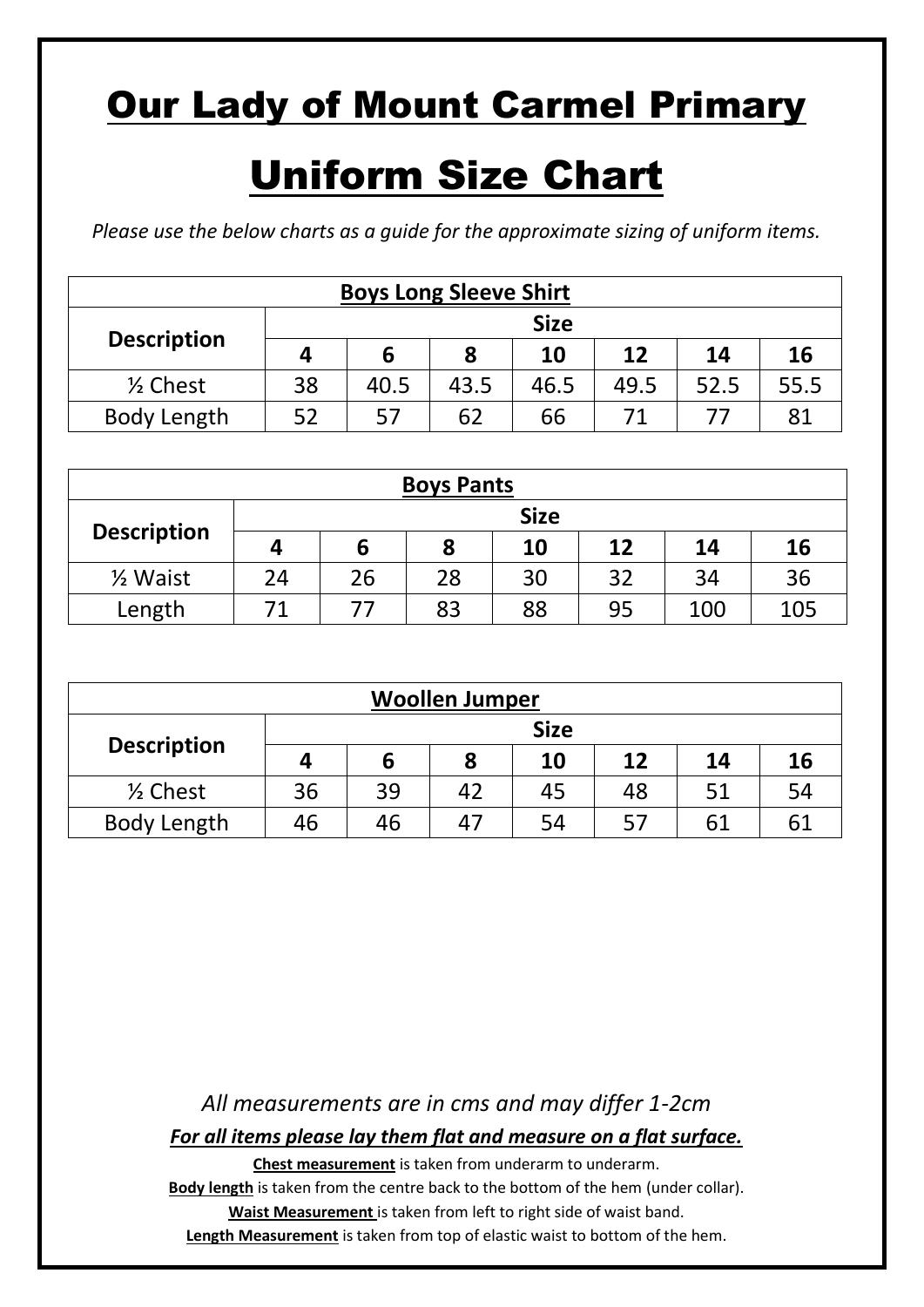# Our Lady of Mount Carmel Primary

# Uniform Size Chart

*Please use the below charts as a guide for the approximate sizing of uniform items.*

| **Boys Long Sleeve Shirt** | | | | | | | |
|---|---|---|---|---|---|---|---|
| **Description** | **Size** | | | | | | |
| | **4** | **6** | **8** | **10** | **12** | **14** | **16** |
| ½ Chest | 38 | 40.5 | 43.5 | 46.5 | 49.5 | 52.5 | 55.5 |
| Body Length | 52 | 57 | 62 | 66 | 71 | 77 | 81 |

| **Boys Pants** | | | | | | | |
|---|---|---|---|---|---|---|---|
| **Description** | **Size** | | | | | | |
| | **4** | **6** | **8** | **10** | **12** | **14** | **16** |
| ½ Waist | 24 | 26 | 28 | 30 | 32 | 34 | 36 |
| Length | 71 | 77 | 83 | 88 | 95 | 100 | 105 |

| **Woollen Jumper** | | | | | | | |
|---|---|---|---|---|---|---|---|
| **Description** | **Size** | | | | | | |
| | **4** | **6** | **8** | **10** | **12** | **14** | **16** |
| ½ Chest | 36 | 39 | 42 | 45 | 48 | 51 | 54 |
| Body Length | 46 | 46 | 47 | 54 | 57 | 61 | 61 |

*All measurements are in cms and may differ 1-2cm*

***For all items please lay them flat and measure on a flat surface.***

**Chest measurement** is taken from underarm to underarm.

**Body length** is taken from the centre back to the bottom of the hem (under collar).

**Waist Measurement** is taken from left to right side of waist band.

**Length Measurement** is taken from top of elastic waist to bottom of the hem.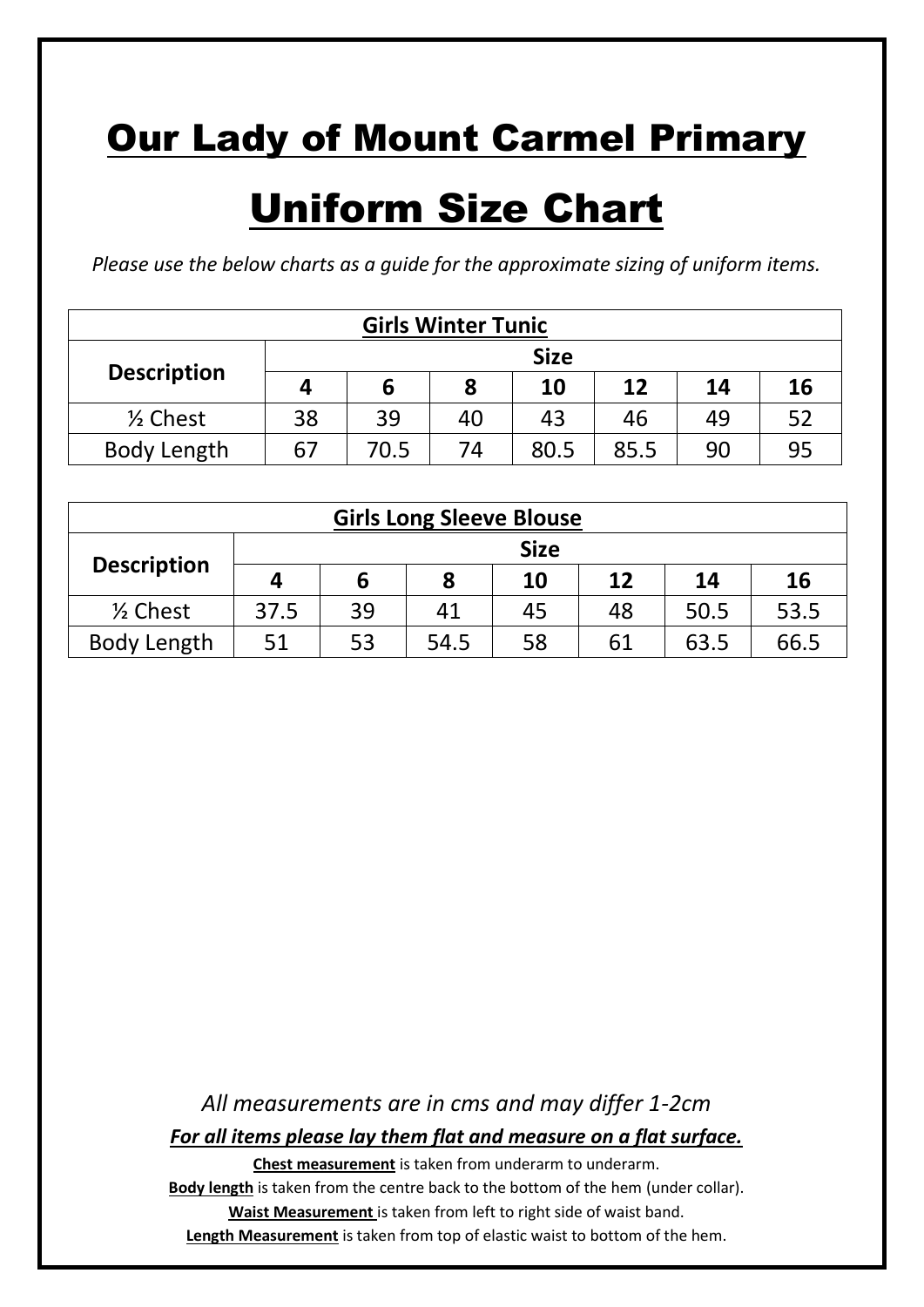# Our Lady of Mount Carmel Primary

# Uniform Size Chart

*Please use the below charts as a guide for the approximate sizing of uniform items.*

| Girls Winter Tunic | | | | | | | |
|---|---|---|---|---|---|---|---|
| **Description** | **Size** | | | | | | |
| | **4** | **6** | **8** | **10** | **12** | **14** | **16** |
| ½ Chest | 38 | 39 | 40 | 43 | 46 | 49 | 52 |
| Body Length | 67 | 70.5 | 74 | 80.5 | 85.5 | 90 | 95 |

| Girls Long Sleeve Blouse | | | | | | | |
|---|---|---|---|---|---|---|---|
| **Description** | **Size** | | | | | | |
| | **4** | **6** | **8** | **10** | **12** | **14** | **16** |
| ½ Chest | 37.5 | 39 | 41 | 45 | 48 | 50.5 | 53.5 |
| Body Length | 51 | 53 | 54.5 | 58 | 61 | 63.5 | 66.5 |

*All measurements are in cms and may differ 1-2cm*

***For all items please lay them flat and measure on a flat surface.***

**Chest measurement** is taken from underarm to underarm.

**Body length** is taken from the centre back to the bottom of the hem (under collar).

**Waist Measurement** is taken from left to right side of waist band.

**Length Measurement** is taken from top of elastic waist to bottom of the hem.